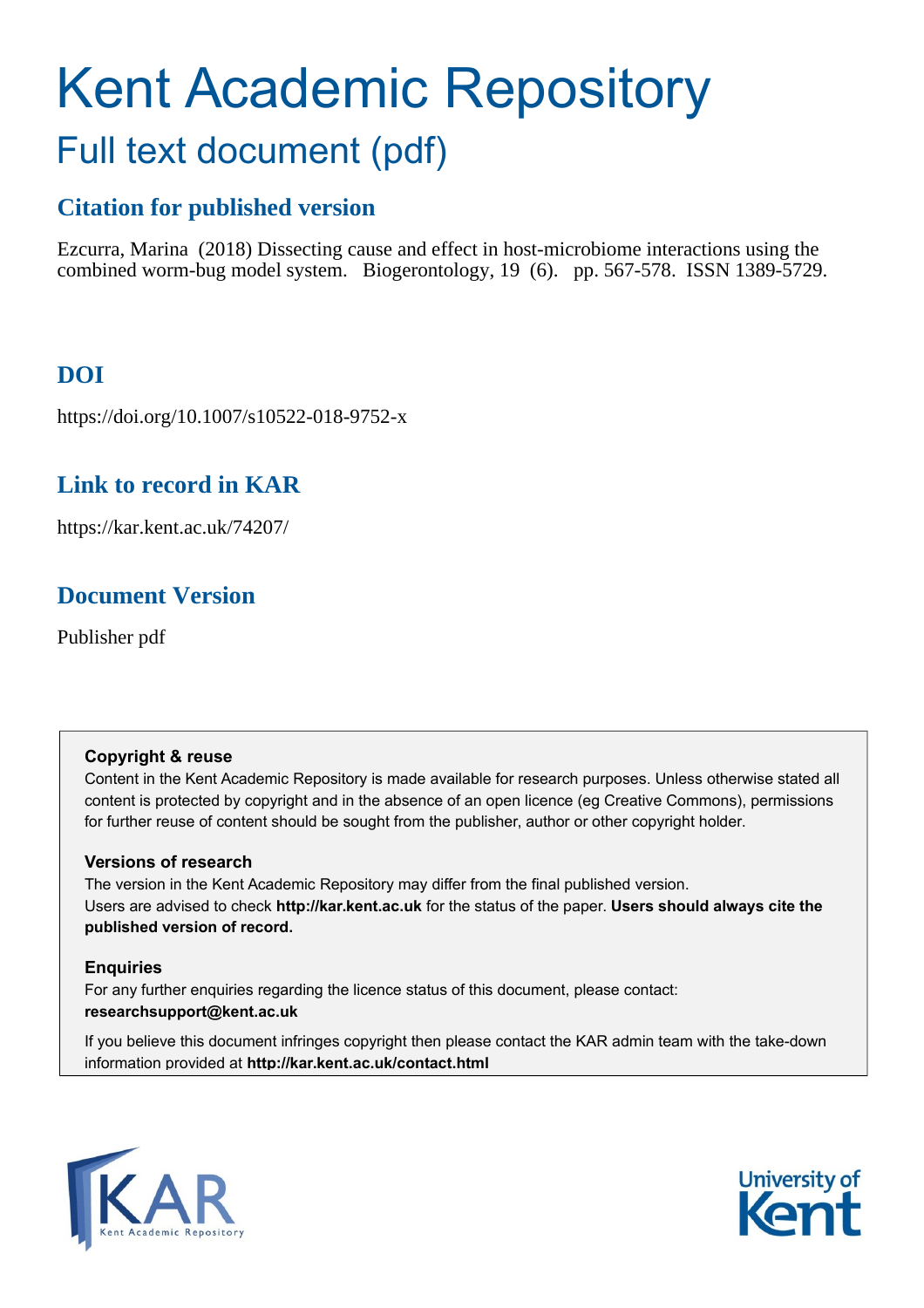# Kent Academic Repository

## Full text document (pdf)

### Citation for published version

Ezcurra, Marina (2018) Dissecting cause and effect in host-microbiome interactions using the combined worm-bug model system. Biogerontology, 19 (6). pp. 567-578. ISSN 1389-5729.

### DOI

https://doi.org/10.1007/s10522-018-9752-x

### Link to record in KAR

https://kar.kent.ac.uk/74207/

### Document Version

Publisher pdf

**Copyright & reuse**

Content in the Kent Academic Repository is made available for research purposes. Unless otherwise stated all content is protected by copyright and in the absence of an open licence (eg Creative Commons), permissions for further reuse of content should be sought from the publisher, author or other copyright holder.

**Versions of research**

The version in the Kent Academic Repository may differ from the final published version. Users are advised to check **http://kar.kent.ac.uk** for the status of the paper. **Users should always cite the published version of record.**

**Enquiries**

For any further enquiries regarding the licence status of this document, please contact: **researchsupport@kent.ac.uk**

If you believe this document infringes copyright then please contact the KAR admin team with the take-down information provided at **http://kar.kent.ac.uk/contact.html**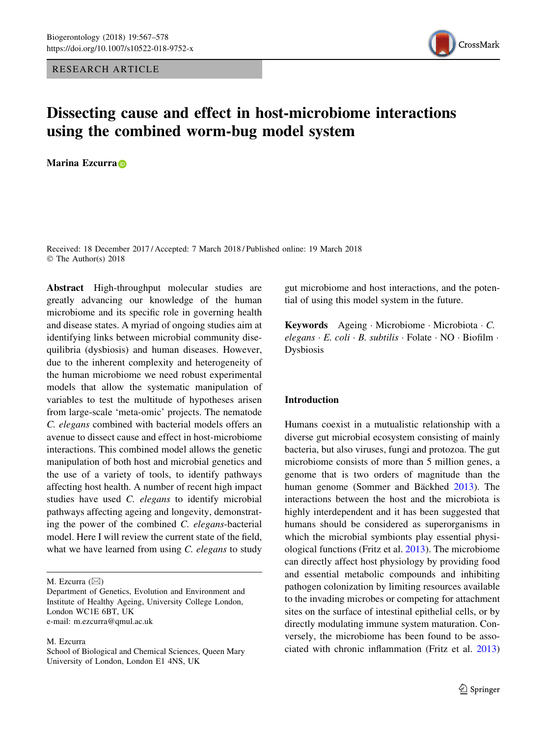RESEARCH ARTICLE

# Dissecting cause and effect in host-microbiome interactions using the combined worm-bug model system

**Marina Ezcurra**

Received: 18 December 2017 / Accepted: 7 March 2018 / Published online: 19 March 2018
© The Author(s) 2018

**Abstract** High-throughput molecular studies are greatly advancing our knowledge of the human microbiome and its specific role in governing health and disease states. A myriad of ongoing studies aim at identifying links between microbial community disequilibria (dysbiosis) and human diseases. However, due to the inherent complexity and heterogeneity of the human microbiome we need robust experimental models that allow the systematic manipulation of variables to test the multitude of hypotheses arisen from large-scale 'meta-omic' projects. The nematode *C. elegans* combined with bacterial models offers an avenue to dissect cause and effect in host-microbiome interactions. This combined model allows the genetic manipulation of both host and microbial genetics and the use of a variety of tools, to identify pathways affecting host health. A number of recent high impact studies have used *C. elegans* to identify microbial pathways affecting ageing and longevity, demonstrating the power of the combined *C. elegans*-bacterial model. Here I will review the current state of the field, what we have learned from using *C. elegans* to study gut microbiome and host interactions, and the potential of using this model system in the future.

**Keywords** Ageing · Microbiome · Microbiota · *C. elegans* · *E. coli* · *B. subtilis* · Folate · NO · Biofilm · Dysbiosis

M. Ezcurra (✉)
Department of Genetics, Evolution and Environment and Institute of Healthy Ageing, University College London, London WC1E 6BT, UK
e-mail: m.ezcurra@qmul.ac.uk

M. Ezcurra
School of Biological and Chemical Sciences, Queen Mary University of London, London E1 4NS, UK

## Introduction

Humans coexist in a mutualistic relationship with a diverse gut microbial ecosystem consisting of mainly bacteria, but also viruses, fungi and protozoa. The gut microbiome consists of more than 5 million genes, a genome that is two orders of magnitude than the human genome (Sommer and Bäckhed 2013). The interactions between the host and the microbiota is highly interdependent and it has been suggested that humans should be considered as superorganisms in which the microbial symbionts play essential physiological functions (Fritz et al. 2013). The microbiome can directly affect host physiology by providing food and essential metabolic compounds and inhibiting pathogen colonization by limiting resources available to the invading microbes or competing for attachment sites on the surface of intestinal epithelial cells, or by directly modulating immune system maturation. Conversely, the microbiome has been found to be associated with chronic inflammation (Fritz et al. 2013)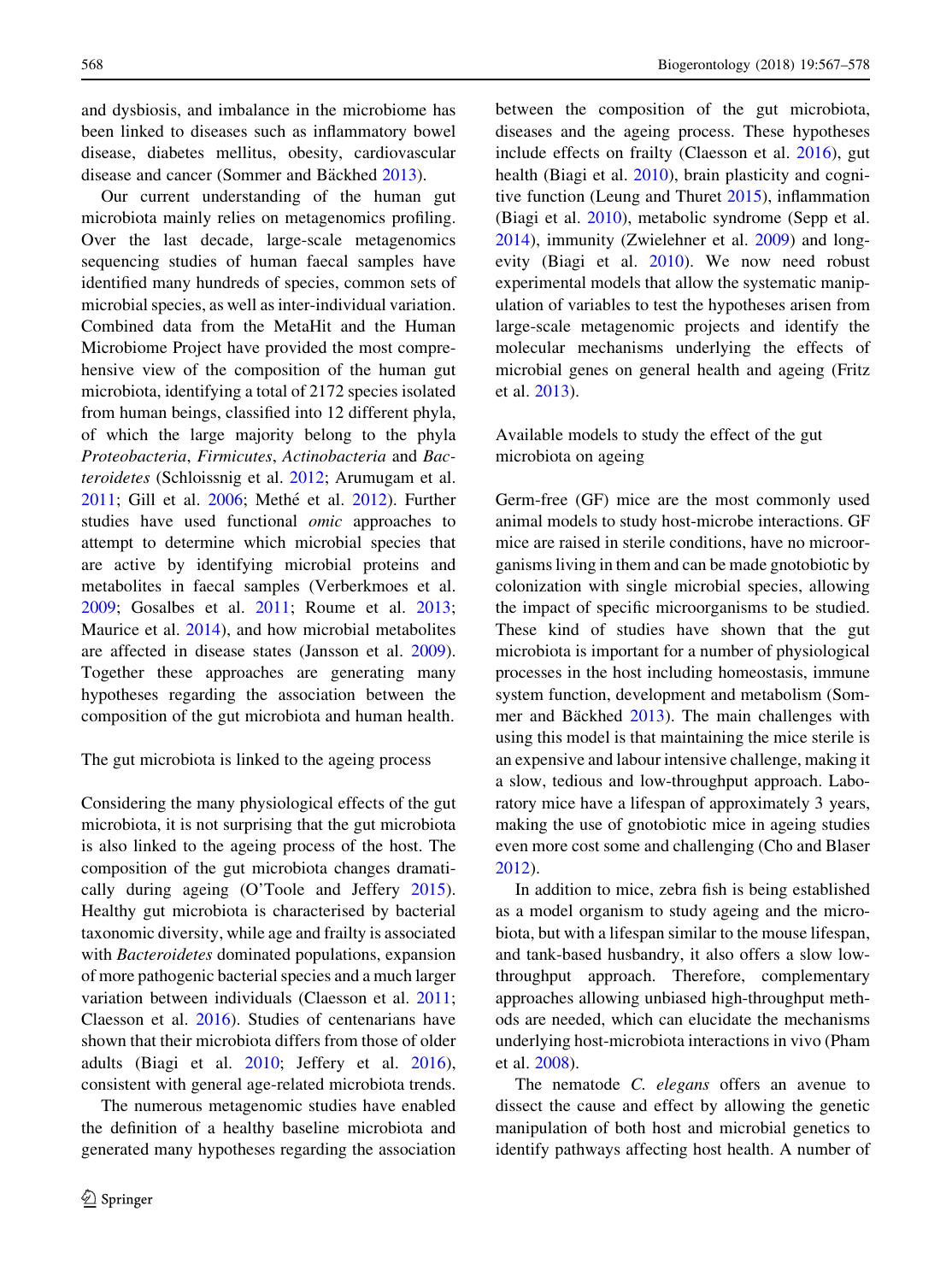and dysbiosis, and imbalance in the microbiome has been linked to diseases such as inflammatory bowel disease, diabetes mellitus, obesity, cardiovascular disease and cancer (Sommer and Bäckhed 2013).

Our current understanding of the human gut microbiota mainly relies on metagenomics profiling. Over the last decade, large-scale metagenomics sequencing studies of human faecal samples have identified many hundreds of species, common sets of microbial species, as well as inter-individual variation. Combined data from the MetaHit and the Human Microbiome Project have provided the most comprehensive view of the composition of the human gut microbiota, identifying a total of 2172 species isolated from human beings, classified into 12 different phyla, of which the large majority belong to the phyla *Proteobacteria*, *Firmicutes*, *Actinobacteria* and *Bacteroidetes* (Schloissnig et al. 2012; Arumugam et al. 2011; Gill et al. 2006; Methé et al. 2012). Further studies have used functional *omic* approaches to attempt to determine which microbial species that are active by identifying microbial proteins and metabolites in faecal samples (Verberkmoes et al. 2009; Gosalbes et al. 2011; Roume et al. 2013; Maurice et al. 2014), and how microbial metabolites are affected in disease states (Jansson et al. 2009). Together these approaches are generating many hypotheses regarding the association between the composition of the gut microbiota and human health.

## The gut microbiota is linked to the ageing process

Considering the many physiological effects of the gut microbiota, it is not surprising that the gut microbiota is also linked to the ageing process of the host. The composition of the gut microbiota changes dramatically during ageing (O'Toole and Jeffery 2015). Healthy gut microbiota is characterised by bacterial taxonomic diversity, while age and frailty is associated with *Bacteroidetes* dominated populations, expansion of more pathogenic bacterial species and a much larger variation between individuals (Claesson et al. 2011; Claesson et al. 2016). Studies of centenarians have shown that their microbiota differs from those of older adults (Biagi et al. 2010; Jeffery et al. 2016), consistent with general age-related microbiota trends.

The numerous metagenomic studies have enabled the definition of a healthy baseline microbiota and generated many hypotheses regarding the association between the composition of the gut microbiota, diseases and the ageing process. These hypotheses include effects on frailty (Claesson et al. 2016), gut health (Biagi et al. 2010), brain plasticity and cognitive function (Leung and Thuret 2015), inflammation (Biagi et al. 2010), metabolic syndrome (Sepp et al. 2014), immunity (Zwielehner et al. 2009) and longevity (Biagi et al. 2010). We now need robust experimental models that allow the systematic manipulation of variables to test the hypotheses arisen from large-scale metagenomic projects and identify the molecular mechanisms underlying the effects of microbial genes on general health and ageing (Fritz et al. 2013).

## Available models to study the effect of the gut microbiota on ageing

Germ-free (GF) mice are the most commonly used animal models to study host-microbe interactions. GF mice are raised in sterile conditions, have no microorganisms living in them and can be made gnotobiotic by colonization with single microbial species, allowing the impact of specific microorganisms to be studied. These kind of studies have shown that the gut microbiota is important for a number of physiological processes in the host including homeostasis, immune system function, development and metabolism (Sommer and Bäckhed 2013). The main challenges with using this model is that maintaining the mice sterile is an expensive and labour intensive challenge, making it a slow, tedious and low-throughput approach. Laboratory mice have a lifespan of approximately 3 years, making the use of gnotobiotic mice in ageing studies even more cost some and challenging (Cho and Blaser 2012).

In addition to mice, zebra fish is being established as a model organism to study ageing and the microbiota, but with a lifespan similar to the mouse lifespan, and tank-based husbandry, it also offers a slow low-throughput approach. Therefore, complementary approaches allowing unbiased high-throughput methods are needed, which can elucidate the mechanisms underlying host-microbiota interactions in vivo (Pham et al. 2008).

The nematode *C. elegans* offers an avenue to dissect the cause and effect by allowing the genetic manipulation of both host and microbial genetics to identify pathways affecting host health. A number of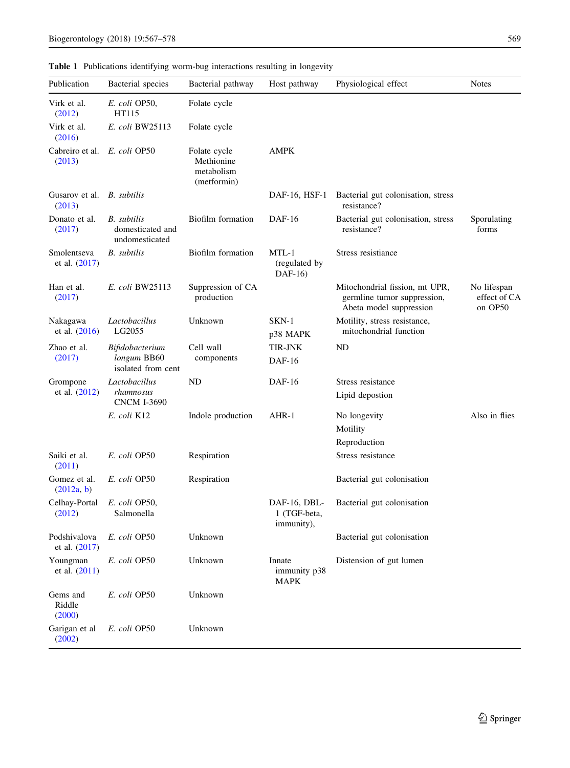**Table 1** Publications identifying worm-bug interactions resulting in longevity

| Publication | Bacterial species | Bacterial pathway | Host pathway | Physiological effect | Notes |
|---|---|---|---|---|---|
| Virk et al. (2012) | *E. coli* OP50, HT115 | Folate cycle | | | |
| Virk et al. (2016) | *E. coli* BW25113 | Folate cycle | | | |
| Cabreiro et al. (2013) | *E. coli* OP50 | Folate cycle Methionine metabolism (metformin) | AMPK | | |
| Gusarov et al. (2013) | *B. subtilis* | | DAF-16, HSF-1 | Bacterial gut colonisation, stress resistance? | |
| Donato et al. (2017) | *B. subtilis* domesticated and undomesticated | Biofilm formation | DAF-16 | Bacterial gut colonisation, stress resistance? | Sporulating forms |
| Smolentseva et al. (2017) | *B. subtilis* | Biofilm formation | MTL-1 (regulated by DAF-16) | Stress resistiance | |
| Han et al. (2017) | *E. coli* BW25113 | Suppression of CA production | | Mitochondrial fission, mt UPR, germline tumor suppression, Abeta model suppression | No lifespan effect of CA on OP50 |
| Nakagawa et al. (2016) | *Lactobacillus* LG2055 | Unknown | SKN-1<br>p38 MAPK | Motility, stress resistance, mitochondrial function | |
| Zhao et al. (2017) | *Bifidobacterium longum* BB60 isolated from cent | Cell wall components | TIR-JNK<br>DAF-16 | ND | |
| Grompone et al. (2012) | *Lactobacillus rhamnosus* CNCM I-3690 | ND | DAF-16 | Stress resistance<br>Lipid depostion | |
| | *E. coli* K12 | Indole production | AHR-1 | No longevity<br>Motility<br>Reproduction | Also in flies |
| Saiki et al. (2011) | *E. coli* OP50 | Respiration | | Stress resistance | |
| Gomez et al. (2012a, b) | *E. coli* OP50 | Respiration | | Bacterial gut colonisation | |
| Celhay-Portal (2012) | *E. coli* OP50, Salmonella | | DAF-16, DBL-1 (TGF-beta, immunity), | Bacterial gut colonisation | |
| Podshivalova et al. (2017) | *E. coli* OP50 | Unknown | | Bacterial gut colonisation | |
| Youngman et al. (2011) | *E. coli* OP50 | Unknown | Innate immunity p38 MAPK | Distension of gut lumen | |
| Gems and Riddle (2000) | *E. coli* OP50 | Unknown | | | |
| Garigan et al (2002) | *E. coli* OP50 | Unknown | | | |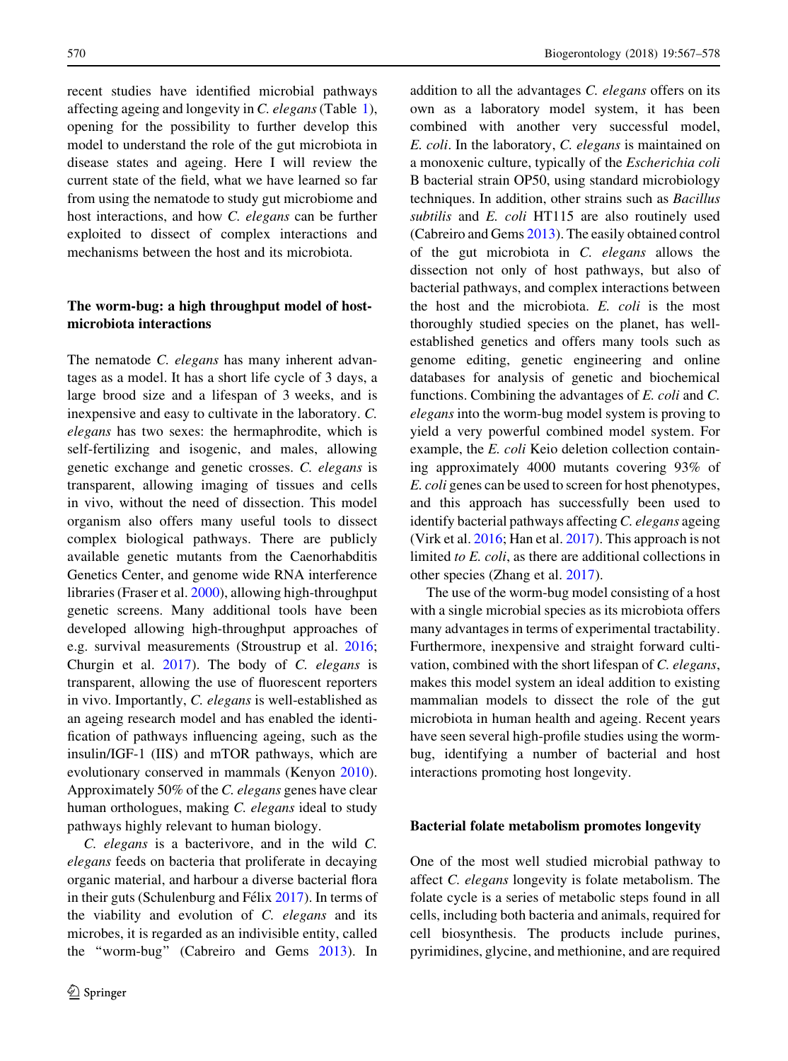recent studies have identified microbial pathways affecting ageing and longevity in *C. elegans* (Table 1), opening for the possibility to further develop this model to understand the role of the gut microbiota in disease states and ageing. Here I will review the current state of the field, what we have learned so far from using the nematode to study gut microbiome and host interactions, and how *C. elegans* can be further exploited to dissect of complex interactions and mechanisms between the host and its microbiota.

## The worm-bug: a high throughput model of host-microbiota interactions

The nematode *C. elegans* has many inherent advantages as a model. It has a short life cycle of 3 days, a large brood size and a lifespan of 3 weeks, and is inexpensive and easy to cultivate in the laboratory. *C. elegans* has two sexes: the hermaphrodite, which is self-fertilizing and isogenic, and males, allowing genetic exchange and genetic crosses. *C. elegans* is transparent, allowing imaging of tissues and cells in vivo, without the need of dissection. This model organism also offers many useful tools to dissect complex biological pathways. There are publicly available genetic mutants from the Caenorhabditis Genetics Center, and genome wide RNA interference libraries (Fraser et al. 2000), allowing high-throughput genetic screens. Many additional tools have been developed allowing high-throughput approaches of e.g. survival measurements (Stroustrup et al. 2016; Churgin et al. 2017). The body of *C. elegans* is transparent, allowing the use of fluorescent reporters in vivo. Importantly, *C. elegans* is well-established as an ageing research model and has enabled the identification of pathways influencing ageing, such as the insulin/IGF-1 (IIS) and mTOR pathways, which are evolutionary conserved in mammals (Kenyon 2010). Approximately 50% of the *C. elegans* genes have clear human orthologues, making *C. elegans* ideal to study pathways highly relevant to human biology.

*C. elegans* is a bacterivore, and in the wild *C. elegans* feeds on bacteria that proliferate in decaying organic material, and harbour a diverse bacterial flora in their guts (Schulenburg and Félix 2017). In terms of the viability and evolution of *C. elegans* and its microbes, it is regarded as an indivisible entity, called the "worm-bug" (Cabreiro and Gems 2013). In addition to all the advantages *C. elegans* offers on its own as a laboratory model system, it has been combined with another very successful model, *E. coli*. In the laboratory, *C. elegans* is maintained on a monoxenic culture, typically of the *Escherichia coli* B bacterial strain OP50, using standard microbiology techniques. In addition, other strains such as *Bacillus subtilis* and *E. coli* HT115 are also routinely used (Cabreiro and Gems 2013). The easily obtained control of the gut microbiota in *C. elegans* allows the dissection not only of host pathways, but also of bacterial pathways, and complex interactions between the host and the microbiota. *E. coli* is the most thoroughly studied species on the planet, has well-established genetics and offers many tools such as genome editing, genetic engineering and online databases for analysis of genetic and biochemical functions. Combining the advantages of *E. coli* and *C. elegans* into the worm-bug model system is proving to yield a very powerful combined model system. For example, the *E. coli* Keio deletion collection containing approximately 4000 mutants covering 93% of *E. coli* genes can be used to screen for host phenotypes, and this approach has successfully been used to identify bacterial pathways affecting *C. elegans* ageing (Virk et al. 2016; Han et al. 2017). This approach is not limited *to E. coli*, as there are additional collections in other species (Zhang et al. 2017).

The use of the worm-bug model consisting of a host with a single microbial species as its microbiota offers many advantages in terms of experimental tractability. Furthermore, inexpensive and straight forward cultivation, combined with the short lifespan of *C. elegans*, makes this model system an ideal addition to existing mammalian models to dissect the role of the gut microbiota in human health and ageing. Recent years have seen several high-profile studies using the worm-bug, identifying a number of bacterial and host interactions promoting host longevity.

## Bacterial folate metabolism promotes longevity

One of the most well studied microbial pathway to affect *C. elegans* longevity is folate metabolism. The folate cycle is a series of metabolic steps found in all cells, including both bacteria and animals, required for cell biosynthesis. The products include purines, pyrimidines, glycine, and methionine, and are required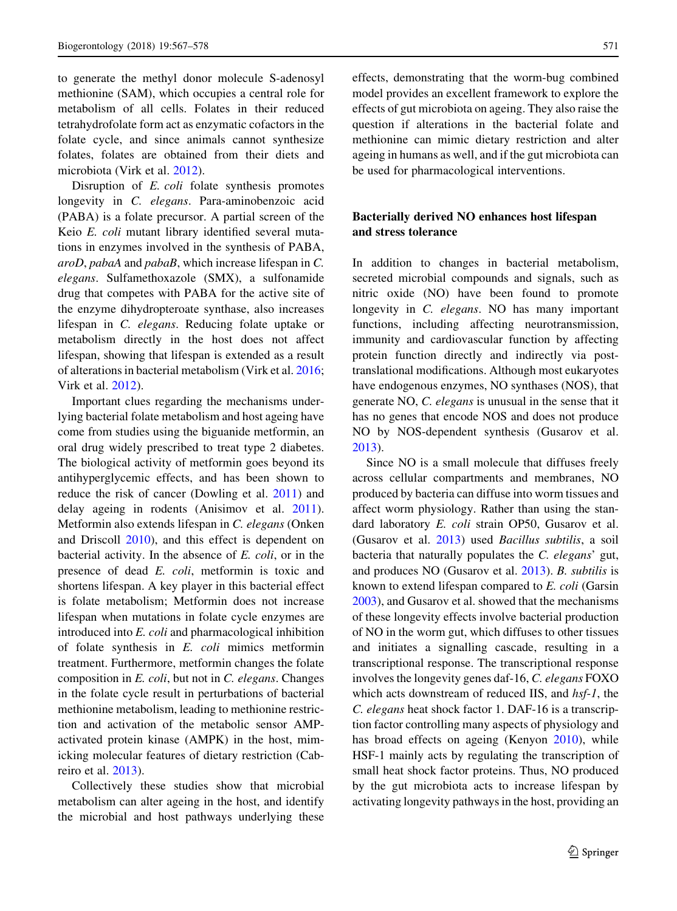to generate the methyl donor molecule S-adenosyl methionine (SAM), which occupies a central role for metabolism of all cells. Folates in their reduced tetrahydrofolate form act as enzymatic cofactors in the folate cycle, and since animals cannot synthesize folates, folates are obtained from their diets and microbiota (Virk et al. 2012).

Disruption of *E. coli* folate synthesis promotes longevity in *C. elegans*. Para-aminobenzoic acid (PABA) is a folate precursor. A partial screen of the Keio *E. coli* mutant library identified several mutations in enzymes involved in the synthesis of PABA, *aroD*, *pabaA* and *pabaB*, which increase lifespan in *C. elegans*. Sulfamethoxazole (SMX), a sulfonamide drug that competes with PABA for the active site of the enzyme dihydropteroate synthase, also increases lifespan in *C. elegans*. Reducing folate uptake or metabolism directly in the host does not affect lifespan, showing that lifespan is extended as a result of alterations in bacterial metabolism (Virk et al. 2016; Virk et al. 2012).

Important clues regarding the mechanisms underlying bacterial folate metabolism and host ageing have come from studies using the biguanide metformin, an oral drug widely prescribed to treat type 2 diabetes. The biological activity of metformin goes beyond its antihyperglycemic effects, and has been shown to reduce the risk of cancer (Dowling et al. 2011) and delay ageing in rodents (Anisimov et al. 2011). Metformin also extends lifespan in *C. elegans* (Onken and Driscoll 2010), and this effect is dependent on bacterial activity. In the absence of *E. coli*, or in the presence of dead *E. coli*, metformin is toxic and shortens lifespan. A key player in this bacterial effect is folate metabolism; Metformin does not increase lifespan when mutations in folate cycle enzymes are introduced into *E. coli* and pharmacological inhibition of folate synthesis in *E. coli* mimics metformin treatment. Furthermore, metformin changes the folate composition in *E. coli*, but not in *C. elegans*. Changes in the folate cycle result in perturbations of bacterial methionine metabolism, leading to methionine restriction and activation of the metabolic sensor AMP-activated protein kinase (AMPK) in the host, mimicking molecular features of dietary restriction (Cabreiro et al. 2013).

Collectively these studies show that microbial metabolism can alter ageing in the host, and identify the microbial and host pathways underlying these effects, demonstrating that the worm-bug combined model provides an excellent framework to explore the effects of gut microbiota on ageing. They also raise the question if alterations in the bacterial folate and methionine can mimic dietary restriction and alter ageing in humans as well, and if the gut microbiota can be used for pharmacological interventions.

## Bacterially derived NO enhances host lifespan and stress tolerance

In addition to changes in bacterial metabolism, secreted microbial compounds and signals, such as nitric oxide (NO) have been found to promote longevity in *C. elegans*. NO has many important functions, including affecting neurotransmission, immunity and cardiovascular function by affecting protein function directly and indirectly via post-translational modifications. Although most eukaryotes have endogenous enzymes, NO synthases (NOS), that generate NO, *C. elegans* is unusual in the sense that it has no genes that encode NOS and does not produce NO by NOS-dependent synthesis (Gusarov et al. 2013).

Since NO is a small molecule that diffuses freely across cellular compartments and membranes, NO produced by bacteria can diffuse into worm tissues and affect worm physiology. Rather than using the standard laboratory *E. coli* strain OP50, Gusarov et al. (Gusarov et al. 2013) used *Bacillus subtilis*, a soil bacteria that naturally populates the *C. elegans*' gut, and produces NO (Gusarov et al. 2013). *B. subtilis* is known to extend lifespan compared to *E. coli* (Garsin 2003), and Gusarov et al. showed that the mechanisms of these longevity effects involve bacterial production of NO in the worm gut, which diffuses to other tissues and initiates a signalling cascade, resulting in a transcriptional response. The transcriptional response involves the longevity genes daf-16, *C. elegans* FOXO which acts downstream of reduced IIS, and *hsf-1*, the *C. elegans* heat shock factor 1. DAF-16 is a transcription factor controlling many aspects of physiology and has broad effects on ageing (Kenyon 2010), while HSF-1 mainly acts by regulating the transcription of small heat shock factor proteins. Thus, NO produced by the gut microbiota acts to increase lifespan by activating longevity pathways in the host, providing an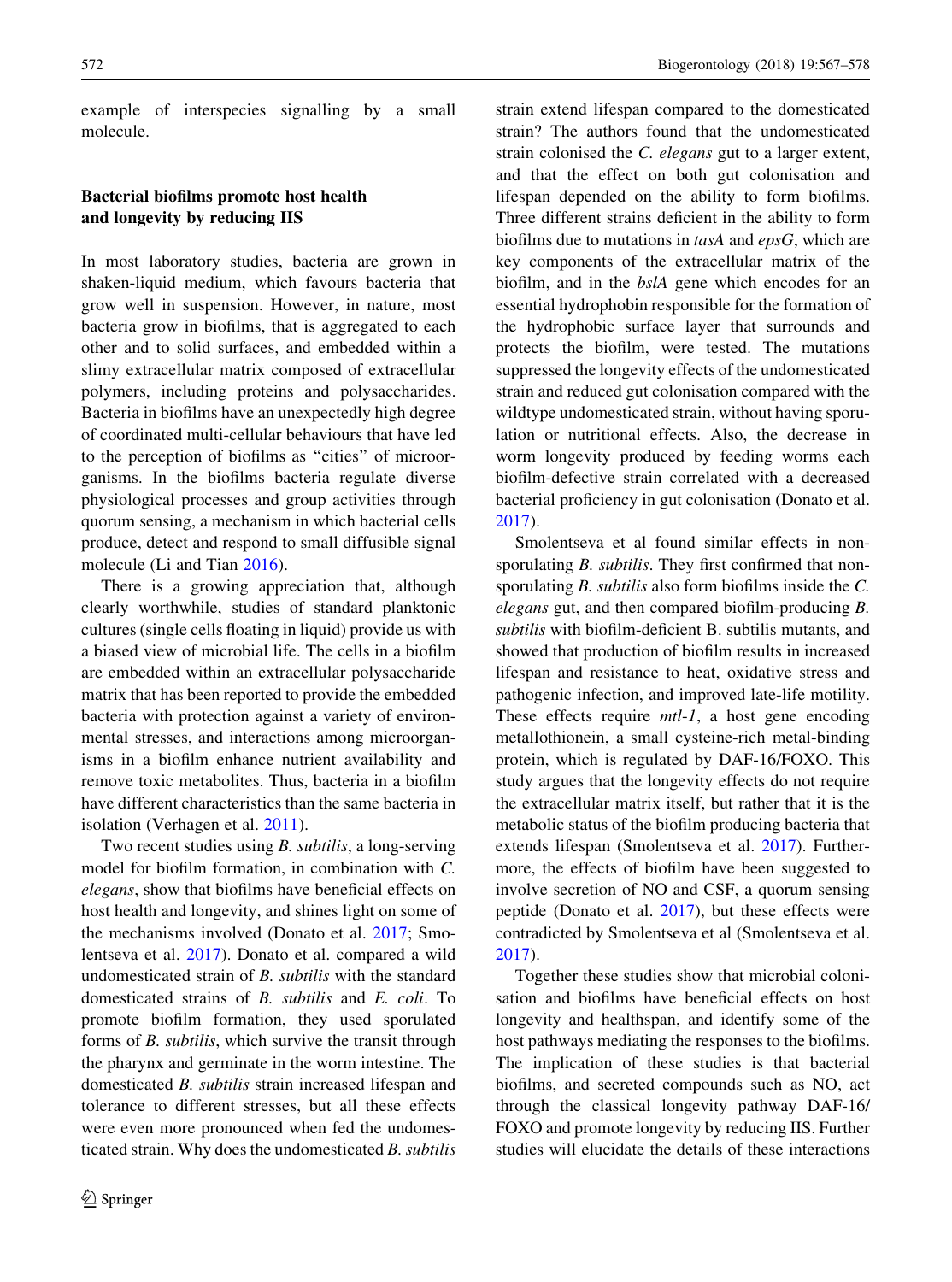example of interspecies signalling by a small molecule.

## Bacterial biofilms promote host health and longevity by reducing IIS

In most laboratory studies, bacteria are grown in shaken-liquid medium, which favours bacteria that grow well in suspension. However, in nature, most bacteria grow in biofilms, that is aggregated to each other and to solid surfaces, and embedded within a slimy extracellular matrix composed of extracellular polymers, including proteins and polysaccharides. Bacteria in biofilms have an unexpectedly high degree of coordinated multi-cellular behaviours that have led to the perception of biofilms as "cities" of microorganisms. In the biofilms bacteria regulate diverse physiological processes and group activities through quorum sensing, a mechanism in which bacterial cells produce, detect and respond to small diffusible signal molecule (Li and Tian 2016).

There is a growing appreciation that, although clearly worthwhile, studies of standard planktonic cultures (single cells floating in liquid) provide us with a biased view of microbial life. The cells in a biofilm are embedded within an extracellular polysaccharide matrix that has been reported to provide the embedded bacteria with protection against a variety of environmental stresses, and interactions among microorganisms in a biofilm enhance nutrient availability and remove toxic metabolites. Thus, bacteria in a biofilm have different characteristics than the same bacteria in isolation (Verhagen et al. 2011).

Two recent studies using *B. subtilis*, a long-serving model for biofilm formation, in combination with *C. elegans*, show that biofilms have beneficial effects on host health and longevity, and shines light on some of the mechanisms involved (Donato et al. 2017; Smolentseva et al. 2017). Donato et al. compared a wild undomesticated strain of *B. subtilis* with the standard domesticated strains of *B. subtilis* and *E. coli*. To promote biofilm formation, they used sporulated forms of *B. subtilis*, which survive the transit through the pharynx and germinate in the worm intestine. The domesticated *B. subtilis* strain increased lifespan and tolerance to different stresses, but all these effects were even more pronounced when fed the undomesticated strain. Why does the undomesticated *B. subtilis* strain extend lifespan compared to the domesticated strain? The authors found that the undomesticated strain colonised the *C. elegans* gut to a larger extent, and that the effect on both gut colonisation and lifespan depended on the ability to form biofilms. Three different strains deficient in the ability to form biofilms due to mutations in *tasA* and *epsG*, which are key components of the extracellular matrix of the biofilm, and in the *bslA* gene which encodes for an essential hydrophobin responsible for the formation of the hydrophobic surface layer that surrounds and protects the biofilm, were tested. The mutations suppressed the longevity effects of the undomesticated strain and reduced gut colonisation compared with the wildtype undomesticated strain, without having sporulation or nutritional effects. Also, the decrease in worm longevity produced by feeding worms each biofilm-defective strain correlated with a decreased bacterial proficiency in gut colonisation (Donato et al. 2017).

Smolentseva et al found similar effects in non-sporulating *B. subtilis*. They first confirmed that non-sporulating *B. subtilis* also form biofilms inside the *C. elegans* gut, and then compared biofilm-producing *B. subtilis* with biofilm-deficient B. subtilis mutants, and showed that production of biofilm results in increased lifespan and resistance to heat, oxidative stress and pathogenic infection, and improved late-life motility. These effects require *mtl-1*, a host gene encoding metallothionein, a small cysteine-rich metal-binding protein, which is regulated by DAF-16/FOXO. This study argues that the longevity effects do not require the extracellular matrix itself, but rather that it is the metabolic status of the biofilm producing bacteria that extends lifespan (Smolentseva et al. 2017). Furthermore, the effects of biofilm have been suggested to involve secretion of NO and CSF, a quorum sensing peptide (Donato et al. 2017), but these effects were contradicted by Smolentseva et al (Smolentseva et al. 2017).

Together these studies show that microbial colonisation and biofilms have beneficial effects on host longevity and healthspan, and identify some of the host pathways mediating the responses to the biofilms. The implication of these studies is that bacterial biofilms, and secreted compounds such as NO, act through the classical longevity pathway DAF-16/FOXO and promote longevity by reducing IIS. Further studies will elucidate the details of these interactions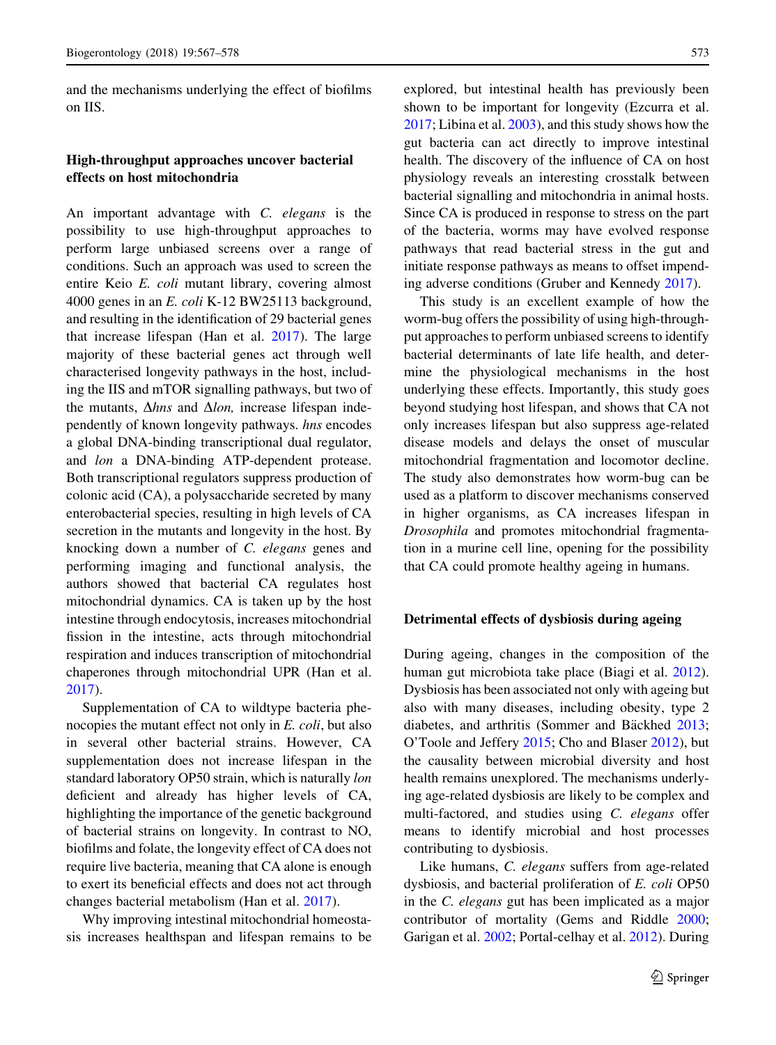and the mechanisms underlying the effect of biofilms on IIS.

## High-throughput approaches uncover bacterial effects on host mitochondria

An important advantage with *C. elegans* is the possibility to use high-throughput approaches to perform large unbiased screens over a range of conditions. Such an approach was used to screen the entire Keio *E. coli* mutant library, covering almost 4000 genes in an *E. coli* K-12 BW25113 background, and resulting in the identification of 29 bacterial genes that increase lifespan (Han et al. 2017). The large majority of these bacterial genes act through well characterised longevity pathways in the host, including the IIS and mTOR signalling pathways, but two of the mutants, Δ*hns* and Δ*lon,* increase lifespan independently of known longevity pathways. *hns* encodes a global DNA-binding transcriptional dual regulator, and *lon* a DNA-binding ATP-dependent protease. Both transcriptional regulators suppress production of colonic acid (CA), a polysaccharide secreted by many enterobacterial species, resulting in high levels of CA secretion in the mutants and longevity in the host. By knocking down a number of *C. elegans* genes and performing imaging and functional analysis, the authors showed that bacterial CA regulates host mitochondrial dynamics. CA is taken up by the host intestine through endocytosis, increases mitochondrial fission in the intestine, acts through mitochondrial respiration and induces transcription of mitochondrial chaperones through mitochondrial UPR (Han et al. 2017).

Supplementation of CA to wildtype bacteria phenocopies the mutant effect not only in *E. coli*, but also in several other bacterial strains. However, CA supplementation does not increase lifespan in the standard laboratory OP50 strain, which is naturally *lon* deficient and already has higher levels of CA, highlighting the importance of the genetic background of bacterial strains on longevity. In contrast to NO, biofilms and folate, the longevity effect of CA does not require live bacteria, meaning that CA alone is enough to exert its beneficial effects and does not act through changes bacterial metabolism (Han et al. 2017).

Why improving intestinal mitochondrial homeostasis increases healthspan and lifespan remains to be explored, but intestinal health has previously been shown to be important for longevity (Ezcurra et al. 2017; Libina et al. 2003), and this study shows how the gut bacteria can act directly to improve intestinal health. The discovery of the influence of CA on host physiology reveals an interesting crosstalk between bacterial signalling and mitochondria in animal hosts. Since CA is produced in response to stress on the part of the bacteria, worms may have evolved response pathways that read bacterial stress in the gut and initiate response pathways as means to offset impending adverse conditions (Gruber and Kennedy 2017).

This study is an excellent example of how the worm-bug offers the possibility of using high-throughput approaches to perform unbiased screens to identify bacterial determinants of late life health, and determine the physiological mechanisms in the host underlying these effects. Importantly, this study goes beyond studying host lifespan, and shows that CA not only increases lifespan but also suppress age-related disease models and delays the onset of muscular mitochondrial fragmentation and locomotor decline. The study also demonstrates how worm-bug can be used as a platform to discover mechanisms conserved in higher organisms, as CA increases lifespan in *Drosophila* and promotes mitochondrial fragmentation in a murine cell line, opening for the possibility that CA could promote healthy ageing in humans.

## Detrimental effects of dysbiosis during ageing

During ageing, changes in the composition of the human gut microbiota take place (Biagi et al. 2012). Dysbiosis has been associated not only with ageing but also with many diseases, including obesity, type 2 diabetes, and arthritis (Sommer and Bäckhed 2013; O'Toole and Jeffery 2015; Cho and Blaser 2012), but the causality between microbial diversity and host health remains unexplored. The mechanisms underlying age-related dysbiosis are likely to be complex and multi-factored, and studies using *C. elegans* offer means to identify microbial and host processes contributing to dysbiosis.

Like humans, *C. elegans* suffers from age-related dysbiosis, and bacterial proliferation of *E. coli* OP50 in the *C. elegans* gut has been implicated as a major contributor of mortality (Gems and Riddle 2000; Garigan et al. 2002; Portal-celhay et al. 2012). During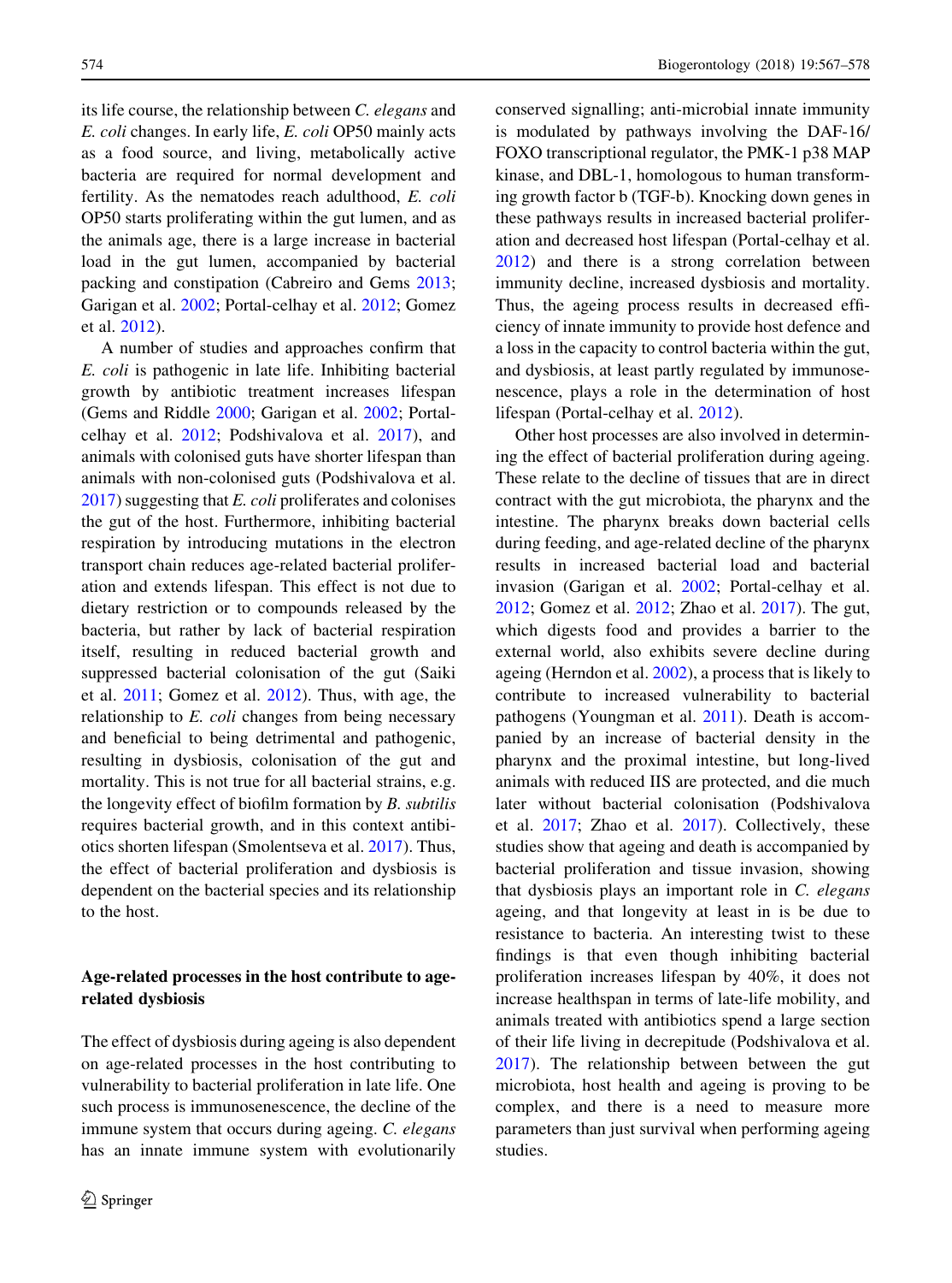its life course, the relationship between *C. elegans* and *E. coli* changes. In early life, *E. coli* OP50 mainly acts as a food source, and living, metabolically active bacteria are required for normal development and fertility. As the nematodes reach adulthood, *E. coli* OP50 starts proliferating within the gut lumen, and as the animals age, there is a large increase in bacterial load in the gut lumen, accompanied by bacterial packing and constipation (Cabreiro and Gems 2013; Garigan et al. 2002; Portal-celhay et al. 2012; Gomez et al. 2012).

A number of studies and approaches confirm that *E. coli* is pathogenic in late life. Inhibiting bacterial growth by antibiotic treatment increases lifespan (Gems and Riddle 2000; Garigan et al. 2002; Portal-celhay et al. 2012; Podshivalova et al. 2017), and animals with colonised guts have shorter lifespan than animals with non-colonised guts (Podshivalova et al. 2017) suggesting that *E. coli* proliferates and colonises the gut of the host. Furthermore, inhibiting bacterial respiration by introducing mutations in the electron transport chain reduces age-related bacterial proliferation and extends lifespan. This effect is not due to dietary restriction or to compounds released by the bacteria, but rather by lack of bacterial respiration itself, resulting in reduced bacterial growth and suppressed bacterial colonisation of the gut (Saiki et al. 2011; Gomez et al. 2012). Thus, with age, the relationship to *E. coli* changes from being necessary and beneficial to being detrimental and pathogenic, resulting in dysbiosis, colonisation of the gut and mortality. This is not true for all bacterial strains, e.g. the longevity effect of biofilm formation by *B. subtilis* requires bacterial growth, and in this context antibiotics shorten lifespan (Smolentseva et al. 2017). Thus, the effect of bacterial proliferation and dysbiosis is dependent on the bacterial species and its relationship to the host.

## Age-related processes in the host contribute to age-related dysbiosis

The effect of dysbiosis during ageing is also dependent on age-related processes in the host contributing to vulnerability to bacterial proliferation in late life. One such process is immunosenescence, the decline of the immune system that occurs during ageing. *C. elegans* has an innate immune system with evolutionarily conserved signalling; anti-microbial innate immunity is modulated by pathways involving the DAF-16/FOXO transcriptional regulator, the PMK-1 p38 MAP kinase, and DBL-1, homologous to human transforming growth factor b (TGF-b). Knocking down genes in these pathways results in increased bacterial proliferation and decreased host lifespan (Portal-celhay et al. 2012) and there is a strong correlation between immunity decline, increased dysbiosis and mortality. Thus, the ageing process results in decreased efficiency of innate immunity to provide host defence and a loss in the capacity to control bacteria within the gut, and dysbiosis, at least partly regulated by immunosenescence, plays a role in the determination of host lifespan (Portal-celhay et al. 2012).

Other host processes are also involved in determining the effect of bacterial proliferation during ageing. These relate to the decline of tissues that are in direct contract with the gut microbiota, the pharynx and the intestine. The pharynx breaks down bacterial cells during feeding, and age-related decline of the pharynx results in increased bacterial load and bacterial invasion (Garigan et al. 2002; Portal-celhay et al. 2012; Gomez et al. 2012; Zhao et al. 2017). The gut, which digests food and provides a barrier to the external world, also exhibits severe decline during ageing (Herndon et al. 2002), a process that is likely to contribute to increased vulnerability to bacterial pathogens (Youngman et al. 2011). Death is accompanied by an increase of bacterial density in the pharynx and the proximal intestine, but long-lived animals with reduced IIS are protected, and die much later without bacterial colonisation (Podshivalova et al. 2017; Zhao et al. 2017). Collectively, these studies show that ageing and death is accompanied by bacterial proliferation and tissue invasion, showing that dysbiosis plays an important role in *C. elegans* ageing, and that longevity at least in is be due to resistance to bacteria. An interesting twist to these findings is that even though inhibiting bacterial proliferation increases lifespan by 40%, it does not increase healthspan in terms of late-life mobility, and animals treated with antibiotics spend a large section of their life living in decrepitude (Podshivalova et al. 2017). The relationship between between the gut microbiota, host health and ageing is proving to be complex, and there is a need to measure more parameters than just survival when performing ageing studies.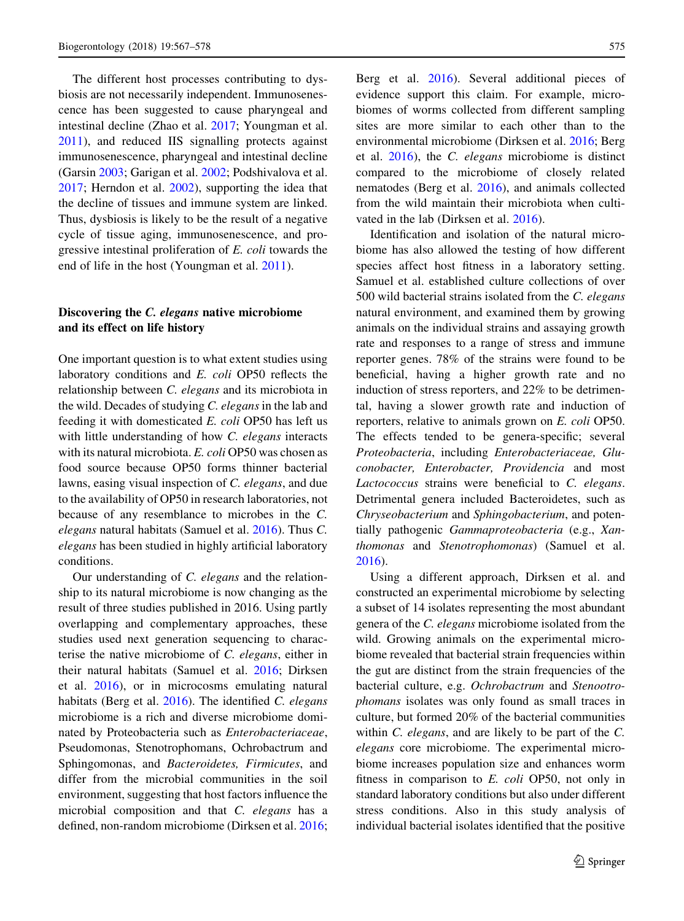The different host processes contributing to dysbiosis are not necessarily independent. Immunosenescence has been suggested to cause pharyngeal and intestinal decline (Zhao et al. 2017; Youngman et al. 2011), and reduced IIS signalling protects against immunosenescence, pharyngeal and intestinal decline (Garsin 2003; Garigan et al. 2002; Podshivalova et al. 2017; Herndon et al. 2002), supporting the idea that the decline of tissues and immune system are linked. Thus, dysbiosis is likely to be the result of a negative cycle of tissue aging, immunosenescence, and progressive intestinal proliferation of *E. coli* towards the end of life in the host (Youngman et al. 2011).

## Discovering the *C. elegans* native microbiome and its effect on life history

One important question is to what extent studies using laboratory conditions and *E. coli* OP50 reflects the relationship between *C. elegans* and its microbiota in the wild. Decades of studying *C. elegans* in the lab and feeding it with domesticated *E. coli* OP50 has left us with little understanding of how *C. elegans* interacts with its natural microbiota. *E. coli* OP50 was chosen as food source because OP50 forms thinner bacterial lawns, easing visual inspection of *C. elegans*, and due to the availability of OP50 in research laboratories, not because of any resemblance to microbes in the *C. elegans* natural habitats (Samuel et al. 2016). Thus *C. elegans* has been studied in highly artificial laboratory conditions.

Our understanding of *C. elegans* and the relationship to its natural microbiome is now changing as the result of three studies published in 2016. Using partly overlapping and complementary approaches, these studies used next generation sequencing to characterise the native microbiome of *C. elegans*, either in their natural habitats (Samuel et al. 2016; Dirksen et al. 2016), or in microcosms emulating natural habitats (Berg et al. 2016). The identified *C. elegans* microbiome is a rich and diverse microbiome dominated by Proteobacteria such as *Enterobacteriaceae*, Pseudomonas, Stenotrophomans, Ochrobactrum and Sphingomonas, and *Bacteroidetes, Firmicutes*, and differ from the microbial communities in the soil environment, suggesting that host factors influence the microbial composition and that *C. elegans* has a defined, non-random microbiome (Dirksen et al. 2016; Berg et al. 2016). Several additional pieces of evidence support this claim. For example, microbiomes of worms collected from different sampling sites are more similar to each other than to the environmental microbiome (Dirksen et al. 2016; Berg et al. 2016), the *C. elegans* microbiome is distinct compared to the microbiome of closely related nematodes (Berg et al. 2016), and animals collected from the wild maintain their microbiota when cultivated in the lab (Dirksen et al. 2016).

Identification and isolation of the natural microbiome has also allowed the testing of how different species affect host fitness in a laboratory setting. Samuel et al. established culture collections of over 500 wild bacterial strains isolated from the *C. elegans* natural environment, and examined them by growing animals on the individual strains and assaying growth rate and responses to a range of stress and immune reporter genes. 78% of the strains were found to be beneficial, having a higher growth rate and no induction of stress reporters, and 22% to be detrimental, having a slower growth rate and induction of reporters, relative to animals grown on *E. coli* OP50. The effects tended to be genera-specific; several *Proteobacteria*, including *Enterobacteriaceae, Gluconobacter, Enterobacter, Providencia* and most *Lactococcus* strains were beneficial to *C. elegans*. Detrimental genera included Bacteroidetes, such as *Chryseobacterium* and *Sphingobacterium*, and potentially pathogenic *Gammaproteobacteria* (e.g., *Xanthomonas* and *Stenotrophomonas*) (Samuel et al. 2016).

Using a different approach, Dirksen et al. and constructed an experimental microbiome by selecting a subset of 14 isolates representing the most abundant genera of the *C. elegans* microbiome isolated from the wild. Growing animals on the experimental microbiome revealed that bacterial strain frequencies within the gut are distinct from the strain frequencies of the bacterial culture, e.g. *Ochrobactrum* and *Stenootrophomans* isolates was only found as small traces in culture, but formed 20% of the bacterial communities within *C. elegans*, and are likely to be part of the *C. elegans* core microbiome. The experimental microbiome increases population size and enhances worm fitness in comparison to *E. coli* OP50, not only in standard laboratory conditions but also under different stress conditions. Also in this study analysis of individual bacterial isolates identified that the positive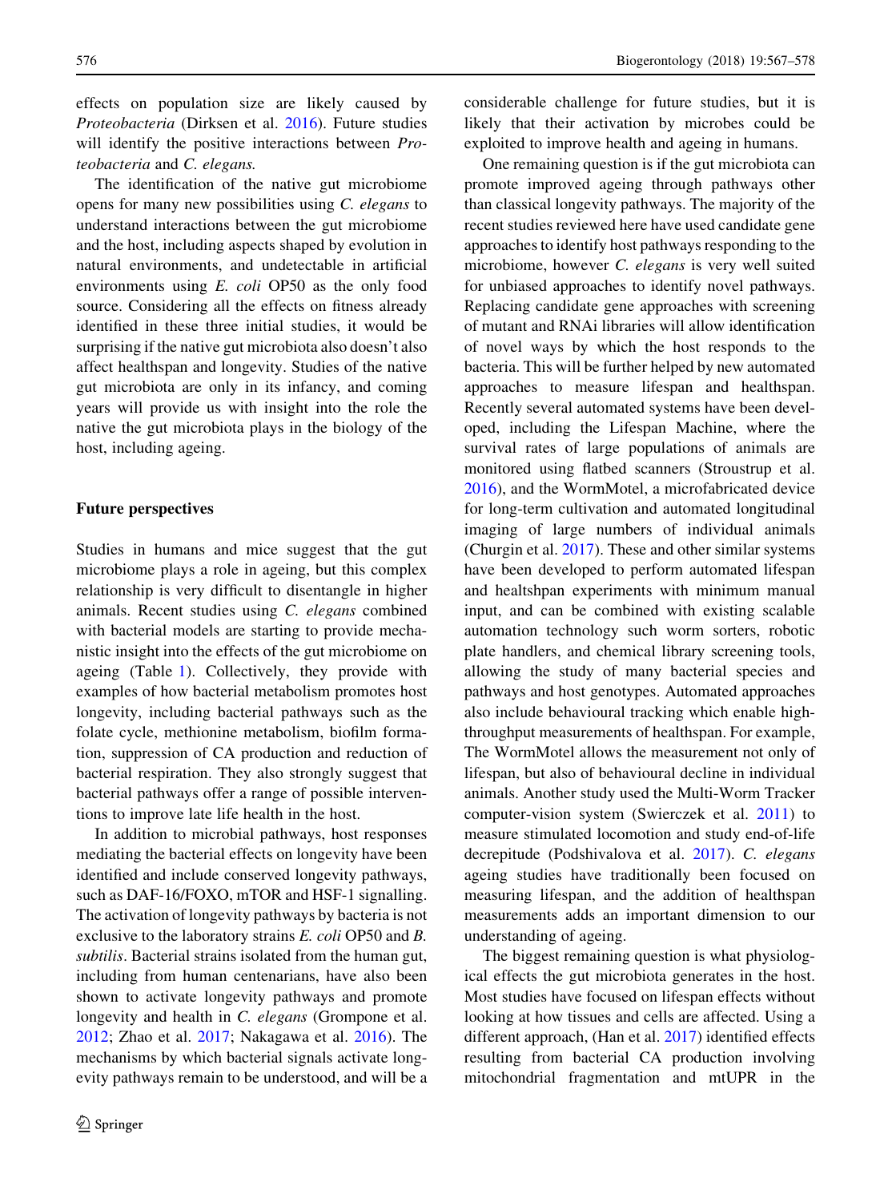effects on population size are likely caused by *Proteobacteria* (Dirksen et al. 2016). Future studies will identify the positive interactions between *Proteobacteria* and *C. elegans.*

The identification of the native gut microbiome opens for many new possibilities using *C. elegans* to understand interactions between the gut microbiome and the host, including aspects shaped by evolution in natural environments, and undetectable in artificial environments using *E. coli* OP50 as the only food source. Considering all the effects on fitness already identified in these three initial studies, it would be surprising if the native gut microbiota also doesn't also affect healthspan and longevity. Studies of the native gut microbiota are only in its infancy, and coming years will provide us with insight into the role the native the gut microbiota plays in the biology of the host, including ageing.

## Future perspectives

Studies in humans and mice suggest that the gut microbiome plays a role in ageing, but this complex relationship is very difficult to disentangle in higher animals. Recent studies using *C. elegans* combined with bacterial models are starting to provide mechanistic insight into the effects of the gut microbiome on ageing (Table 1). Collectively, they provide with examples of how bacterial metabolism promotes host longevity, including bacterial pathways such as the folate cycle, methionine metabolism, biofilm formation, suppression of CA production and reduction of bacterial respiration. They also strongly suggest that bacterial pathways offer a range of possible interventions to improve late life health in the host.

In addition to microbial pathways, host responses mediating the bacterial effects on longevity have been identified and include conserved longevity pathways, such as DAF-16/FOXO, mTOR and HSF-1 signalling. The activation of longevity pathways by bacteria is not exclusive to the laboratory strains *E. coli* OP50 and *B. subtilis*. Bacterial strains isolated from the human gut, including from human centenarians, have also been shown to activate longevity pathways and promote longevity and health in *C. elegans* (Grompone et al. 2012; Zhao et al. 2017; Nakagawa et al. 2016). The mechanisms by which bacterial signals activate longevity pathways remain to be understood, and will be a considerable challenge for future studies, but it is likely that their activation by microbes could be exploited to improve health and ageing in humans.

One remaining question is if the gut microbiota can promote improved ageing through pathways other than classical longevity pathways. The majority of the recent studies reviewed here have used candidate gene approaches to identify host pathways responding to the microbiome, however *C. elegans* is very well suited for unbiased approaches to identify novel pathways. Replacing candidate gene approaches with screening of mutant and RNAi libraries will allow identification of novel ways by which the host responds to the bacteria. This will be further helped by new automated approaches to measure lifespan and healthspan. Recently several automated systems have been developed, including the Lifespan Machine, where the survival rates of large populations of animals are monitored using flatbed scanners (Stroustrup et al. 2016), and the WormMotel, a microfabricated device for long-term cultivation and automated longitudinal imaging of large numbers of individual animals (Churgin et al. 2017). These and other similar systems have been developed to perform automated lifespan and healtshpan experiments with minimum manual input, and can be combined with existing scalable automation technology such worm sorters, robotic plate handlers, and chemical library screening tools, allowing the study of many bacterial species and pathways and host genotypes. Automated approaches also include behavioural tracking which enable high-throughput measurements of healthspan. For example, The WormMotel allows the measurement not only of lifespan, but also of behavioural decline in individual animals. Another study used the Multi-Worm Tracker computer-vision system (Swierczek et al. 2011) to measure stimulated locomotion and study end-of-life decrepitude (Podshivalova et al. 2017). *C. elegans* ageing studies have traditionally been focused on measuring lifespan, and the addition of healthspan measurements adds an important dimension to our understanding of ageing.

The biggest remaining question is what physiological effects the gut microbiota generates in the host. Most studies have focused on lifespan effects without looking at how tissues and cells are affected. Using a different approach, (Han et al. 2017) identified effects resulting from bacterial CA production involving mitochondrial fragmentation and mtUPR in the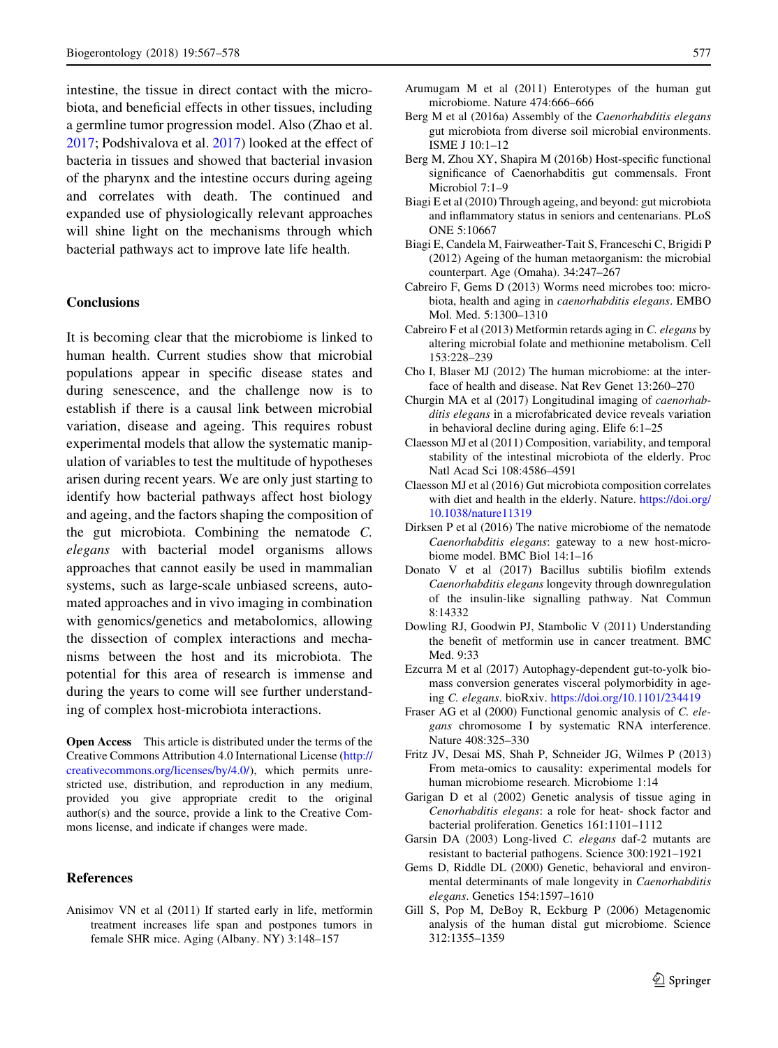intestine, the tissue in direct contact with the microbiota, and beneficial effects in other tissues, including a germline tumor progression model. Also (Zhao et al. 2017; Podshivalova et al. 2017) looked at the effect of bacteria in tissues and showed that bacterial invasion of the pharynx and the intestine occurs during ageing and correlates with death. The continued and expanded use of physiologically relevant approaches will shine light on the mechanisms through which bacterial pathways act to improve late life health.

## Conclusions

It is becoming clear that the microbiome is linked to human health. Current studies show that microbial populations appear in specific disease states and during senescence, and the challenge now is to establish if there is a causal link between microbial variation, disease and ageing. This requires robust experimental models that allow the systematic manipulation of variables to test the multitude of hypotheses arisen during recent years. We are only just starting to identify how bacterial pathways affect host biology and ageing, and the factors shaping the composition of the gut microbiota. Combining the nematode *C. elegans* with bacterial model organisms allows approaches that cannot easily be used in mammalian systems, such as large-scale unbiased screens, automated approaches and in vivo imaging in combination with genomics/genetics and metabolomics, allowing the dissection of complex interactions and mechanisms between the host and its microbiota. The potential for this area of research is immense and during the years to come will see further understanding of complex host-microbiota interactions.

**Open Access** This article is distributed under the terms of the Creative Commons Attribution 4.0 International License (http://creativecommons.org/licenses/by/4.0/), which permits unrestricted use, distribution, and reproduction in any medium, provided you give appropriate credit to the original author(s) and the source, provide a link to the Creative Commons license, and indicate if changes were made.

## References

Anisimov VN et al (2011) If started early in life, metformin treatment increases life span and postpones tumors in female SHR mice. Aging (Albany. NY) 3:148–157

Arumugam M et al (2011) Enterotypes of the human gut microbiome. Nature 474:666–666

Berg M et al (2016a) Assembly of the *Caenorhabditis elegans* gut microbiota from diverse soil microbial environments. ISME J 10:1–12

Berg M, Zhou XY, Shapira M (2016b) Host-specific functional significance of Caenorhabditis gut commensals. Front Microbiol 7:1–9

Biagi E et al (2010) Through ageing, and beyond: gut microbiota and inflammatory status in seniors and centenarians. PLoS ONE 5:10667

Biagi E, Candela M, Fairweather-Tait S, Franceschi C, Brigidi P (2012) Ageing of the human metaorganism: the microbial counterpart. Age (Omaha). 34:247–267

Cabreiro F, Gems D (2013) Worms need microbes too: microbiota, health and aging in *caenorhabditis elegans*. EMBO Mol. Med. 5:1300–1310

Cabreiro F et al (2013) Metformin retards aging in *C. elegans* by altering microbial folate and methionine metabolism. Cell 153:228–239

Cho I, Blaser MJ (2012) The human microbiome: at the interface of health and disease. Nat Rev Genet 13:260–270

Churgin MA et al (2017) Longitudinal imaging of *caenorhabditis elegans* in a microfabricated device reveals variation in behavioral decline during aging. Elife 6:1–25

Claesson MJ et al (2011) Composition, variability, and temporal stability of the intestinal microbiota of the elderly. Proc Natl Acad Sci 108:4586–4591

Claesson MJ et al (2016) Gut microbiota composition correlates with diet and health in the elderly. Nature. https://doi.org/10.1038/nature11319

Dirksen P et al (2016) The native microbiome of the nematode *Caenorhabditis elegans*: gateway to a new host-microbiome model. BMC Biol 14:1–16

Donato V et al (2017) Bacillus subtilis biofilm extends *Caenorhabditis elegans* longevity through downregulation of the insulin-like signalling pathway. Nat Commun 8:14332

Dowling RJ, Goodwin PJ, Stambolic V (2011) Understanding the benefit of metformin use in cancer treatment. BMC Med. 9:33

Ezcurra M et al (2017) Autophagy-dependent gut-to-yolk biomass conversion generates visceral polymorbidity in ageing *C. elegans*. bioRxiv. https://doi.org/10.1101/234419

Fraser AG et al (2000) Functional genomic analysis of *C. elegans* chromosome I by systematic RNA interference. Nature 408:325–330

Fritz JV, Desai MS, Shah P, Schneider JG, Wilmes P (2013) From meta-omics to causality: experimental models for human microbiome research. Microbiome 1:14

Garigan D et al (2002) Genetic analysis of tissue aging in *Cenorhabditis elegans*: a role for heat- shock factor and bacterial proliferation. Genetics 161:1101–1112

Garsin DA (2003) Long-lived *C. elegans* daf-2 mutants are resistant to bacterial pathogens. Science 300:1921–1921

Gems D, Riddle DL (2000) Genetic, behavioral and environmental determinants of male longevity in *Caenorhabditis elegans*. Genetics 154:1597–1610

Gill S, Pop M, DeBoy R, Eckburg P (2006) Metagenomic analysis of the human distal gut microbiome. Science 312:1355–1359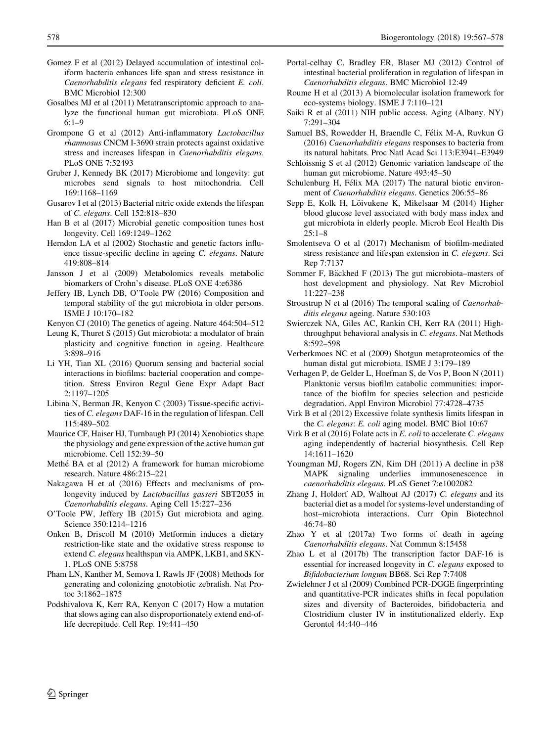Gomez F et al (2012) Delayed accumulation of intestinal coliform bacteria enhances life span and stress resistance in *Caenorhabditis elegans* fed respiratory deficient *E. coli*. BMC Microbiol 12:300

Gosalbes MJ et al (2011) Metatranscriptomic approach to analyze the functional human gut microbiota. PLoS ONE 6:1–9

Grompone G et al (2012) Anti-inflammatory *Lactobacillus rhamnosus* CNCM I-3690 strain protects against oxidative stress and increases lifespan in *Caenorhabditis elegans*. PLoS ONE 7:52493

Gruber J, Kennedy BK (2017) Microbiome and longevity: gut microbes send signals to host mitochondria. Cell 169:1168–1169

Gusarov I et al (2013) Bacterial nitric oxide extends the lifespan of *C. elegans*. Cell 152:818–830

Han B et al (2017) Microbial genetic composition tunes host longevity. Cell 169:1249–1262

Herndon LA et al (2002) Stochastic and genetic factors influence tissue-specific decline in ageing *C. elegans*. Nature 419:808–814

Jansson J et al (2009) Metabolomics reveals metabolic biomarkers of Crohn's disease. PLoS ONE 4:e6386

Jeffery IB, Lynch DB, O'Toole PW (2016) Composition and temporal stability of the gut microbiota in older persons. ISME J 10:170–182

Kenyon CJ (2010) The genetics of ageing. Nature 464:504–512

Leung K, Thuret S (2015) Gut microbiota: a modulator of brain plasticity and cognitive function in ageing. Healthcare 3:898–916

Li YH, Tian XL (2016) Quorum sensing and bacterial social interactions in biofilms: bacterial cooperation and competition. Stress Environ Regul Gene Expr Adapt Bact 2:1197–1205

Libina N, Berman JR, Kenyon C (2003) Tissue-specific activities of *C. elegans* DAF-16 in the regulation of lifespan. Cell 115:489–502

Maurice CF, Haiser HJ, Turnbaugh PJ (2014) Xenobiotics shape the physiology and gene expression of the active human gut microbiome. Cell 152:39–50

Methé BA et al (2012) A framework for human microbiome research. Nature 486:215–221

Nakagawa H et al (2016) Effects and mechanisms of prolongevity induced by *Lactobacillus gasseri* SBT2055 in *Caenorhabditis elegans*. Aging Cell 15:227–236

O'Toole PW, Jeffery IB (2015) Gut microbiota and aging. Science 350:1214–1216

Onken B, Driscoll M (2010) Metformin induces a dietary restriction-like state and the oxidative stress response to extend *C. elegans* healthspan via AMPK, LKB1, and SKN-1. PLoS ONE 5:8758

Pham LN, Kanther M, Semova I, Rawls JF (2008) Methods for generating and colonizing gnotobiotic zebrafish. Nat Protoc 3:1862–1875

Podshivalova K, Kerr RA, Kenyon C (2017) How a mutation that slows aging can also disproportionately extend end-of-life decrepitude. Cell Rep. 19:441–450

Portal-celhay C, Bradley ER, Blaser MJ (2012) Control of intestinal bacterial proliferation in regulation of lifespan in *Caenorhabditis elegans*. BMC Microbiol 12:49

Roume H et al (2013) A biomolecular isolation framework for eco-systems biology. ISME J 7:110–121

Saiki R et al (2011) NIH public access. Aging (Albany. NY) 7:291–304

Samuel BS, Rowedder H, Braendle C, Félix M-A, Ruvkun G (2016) *Caenorhabditis elegans* responses to bacteria from its natural habitats. Proc Natl Acad Sci 113:E3941–E3949

Schloissnig S et al (2012) Genomic variation landscape of the human gut microbiome. Nature 493:45–50

Schulenburg H, Félix MA (2017) The natural biotic environment of *Caenorhabditis elegans*. Genetics 206:55–86

Sepp E, Kolk H, Lõivukene K, Mikelsaar M (2014) Higher blood glucose level associated with body mass index and gut microbiota in elderly people. Microb Ecol Health Dis 25:1–8

Smolentseva O et al (2017) Mechanism of biofilm-mediated stress resistance and lifespan extension in *C. elegans*. Sci Rep 7:7137

Sommer F, Bäckhed F (2013) The gut microbiota–masters of host development and physiology. Nat Rev Microbiol 11:227–238

Stroustrup N et al (2016) The temporal scaling of *Caenorhabditis elegans* ageing. Nature 530:103

Swierczek NA, Giles AC, Rankin CH, Kerr RA (2011) High-throughput behavioral analysis in *C. elegans*. Nat Methods 8:592–598

Verberkmoes NC et al (2009) Shotgun metaproteomics of the human distal gut microbiota. ISME J 3:179–189

Verhagen P, de Gelder L, Hoefman S, de Vos P, Boon N (2011) Planktonic versus biofilm catabolic communities: importance of the biofilm for species selection and pesticide degradation. Appl Environ Microbiol 77:4728–4735

Virk B et al (2012) Excessive folate synthesis limits lifespan in the *C. elegans*: *E. coli* aging model. BMC Biol 10:67

Virk B et al (2016) Folate acts in *E. coli* to accelerate *C. elegans* aging independently of bacterial biosynthesis. Cell Rep 14:1611–1620

Youngman MJ, Rogers ZN, Kim DH (2011) A decline in p38 MAPK signaling underlies immunosenescence in *caenorhabditis elegans*. PLoS Genet 7:e1002082

Zhang J, Holdorf AD, Walhout AJ (2017) *C. elegans* and its bacterial diet as a model for systems-level understanding of host–microbiota interactions. Curr Opin Biotechnol 46:74–80

Zhao Y et al (2017a) Two forms of death in ageing *Caenorhabditis elegans*. Nat Commun 8:15458

Zhao L et al (2017b) The transcription factor DAF-16 is essential for increased longevity in *C. elegans* exposed to *Bifidobacterium longum* BB68. Sci Rep 7:7408

Zwielehner J et al (2009) Combined PCR-DGGE fingerprinting and quantitative-PCR indicates shifts in fecal population sizes and diversity of Bacteroides, bifidobacteria and Clostridium cluster IV in institutionalized elderly. Exp Gerontol 44:440–446